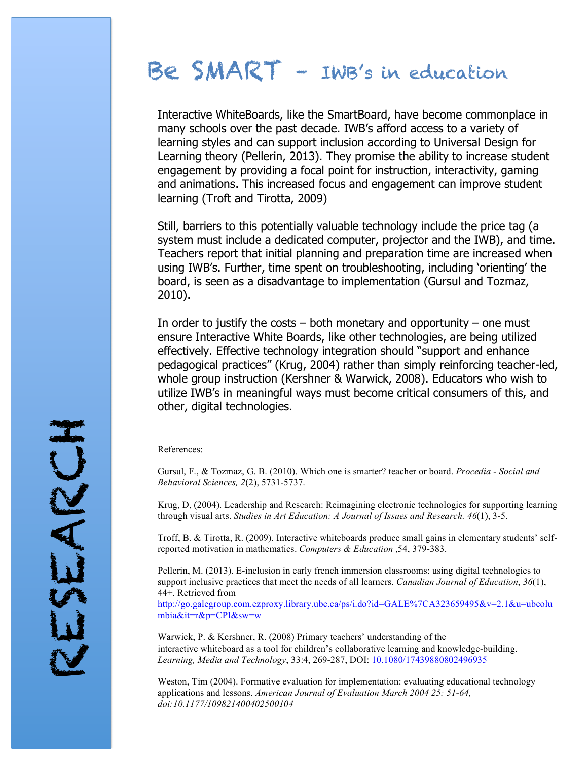# Be SMART - IWB's in education

Interactive WhiteBoards, like the SmartBoard, have become commonplace in many schools over the past decade. IWB's afford access to a variety of learning styles and can support inclusion according to Universal Design for Learning theory (Pellerin, 2013). They promise the ability to increase student engagement by providing a focal point for instruction, interactivity, gaming and animations. This increased focus and engagement can improve student learning (Troft and Tirotta, 2009)

Still, barriers to this potentially valuable technology include the price tag (a system must include a dedicated computer, projector and the IWB), and time. Teachers report that initial planning and preparation time are increased when using IWB's. Further, time spent on troubleshooting, including 'orienting' the board, is seen as a disadvantage to implementation (Gursul and Tozmaz, 2010).

In order to justify the costs – both monetary and opportunity – one must ensure Interactive White Boards, like other technologies, are being utilized effectively. Effective technology integration should "support and enhance pedagogical practices" (Krug, 2004) rather than simply reinforcing teacher-led, whole group instruction (Kershner & Warwick, 2008). Educators who wish to utilize IWB's in meaningful ways must become critical consumers of this, and other, digital technologies.

RESEARCH

References:

Gursul, F., & Tozmaz, G. B. (2010). Which one is smarter? teacher or board. *Procedia - Social and Behavioral Sciences, 2*(2), 5731-5737.

Krug, D, (2004). Leadership and Research: Reimagining electronic technologies for supporting learning through visual arts. *Studies in Art Education: A Journal of Issues and Research. 46*(1), 3-5.

Troff, B. & Tirotta, R. (2009). Interactive whiteboards produce small gains in elementary students' self-reported motivation in mathematics. *Computers & Education* ,54, 379-383.

Pellerin, M. (2013). E-inclusion in early french immersion classrooms: using digital technologies to support inclusive practices that meet the needs of all learners. *Canadian Journal of Education*, *36*(1), 44+. Retrieved from http://go.galegroup.com.ezproxy.library.ubc.ca/ps/i.do?id=GALE%7CA323659495&v=2.1&u=ubcolumbia&it=r&p=CPI&sw=w

Warwick, P. & Kershner, R. (2008) Primary teachers' understanding of the interactive whiteboard as a tool for children's collaborative learning and knowledge-building. *Learning, Media and Technology*, 33:4, 269-287, DOI: 10.1080/17439880802496935

Weston, Tim (2004). Formative evaluation for implementation: evaluating educational technology applications and lessons. *American Journal of Evaluation March 2004 25: 51-64, doi:10.1177/109821400402500104*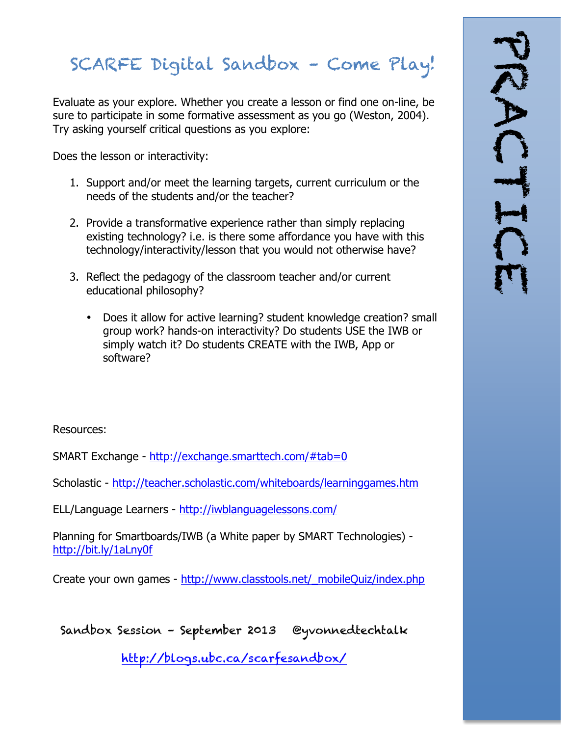# SCARFE Digital Sandbox - Come Play!

PRACTICE

Evaluate as your explore. Whether you create a lesson or find one on-line, be sure to participate in some formative assessment as you go (Weston, 2004). Try asking yourself critical questions as you explore:

Does the lesson or interactivity:

1. Support and/or meet the learning targets, current curriculum or the needs of the students and/or the teacher?

2. Provide a transformative experience rather than simply replacing existing technology? i.e. is there some affordance you have with this technology/interactivity/lesson that you would not otherwise have?

3. Reflect the pedagogy of the classroom teacher and/or current educational philosophy?

   - Does it allow for active learning? student knowledge creation? small group work? hands-on interactivity? Do students USE the IWB or simply watch it? Do students CREATE with the IWB, App or software?

Resources:

SMART Exchange - http://exchange.smarttech.com/#tab=0

Scholastic - http://teacher.scholastic.com/whiteboards/learninggames.htm

ELL/Language Learners - http://iwblanguagelessons.com/

Planning for Smartboards/IWB (a White paper by SMART Technologies) - http://bit.ly/1aLny0f

Create your own games - http://www.classtools.net/_mobileQuiz/index.php

Sandbox Session - September 2013 @yvonnedtechtalk

http://blogs.ubc.ca/scarfesandbox/